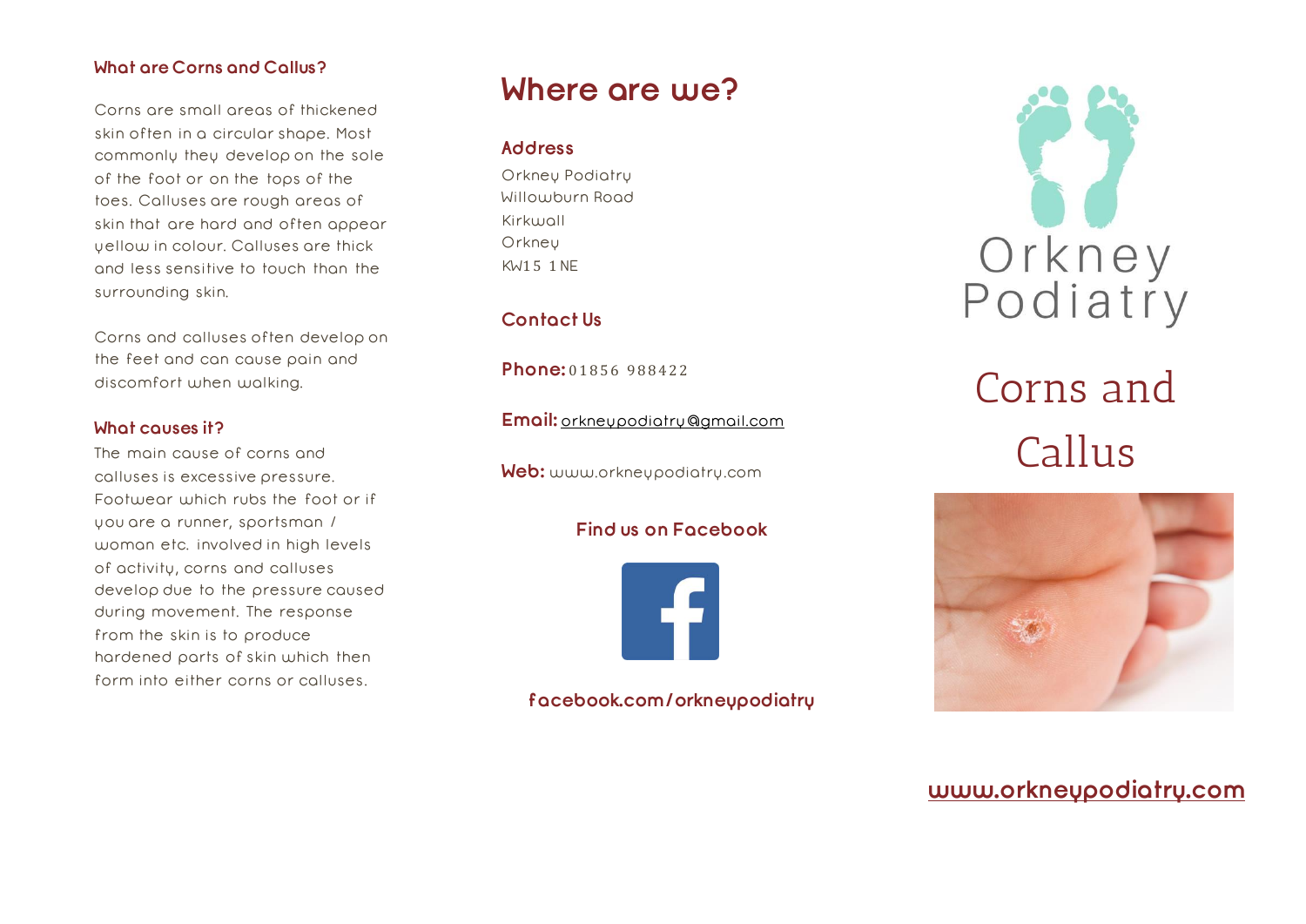### What are Corns and Callus?

Corns are small areas of thickened skin often in a circular shape. Most commonly they develop on the sole of the foot or on the tops of the toes. Calluses are rough areas of skin that are hard and often appear yellow in colour. Calluses are thick and less sensitive to touch than the surrounding skin.

Corns and calluses often develop on the feet and can cause pain and discomfort when walking.

### What causes it?

The main cause of corns and calluses is excessive pressure. Footwear which rubs the foot or if you are a runner, sportsman / woman etc. involved in high levels of activity, corns and calluses develop due to the pressure caused during movement. The response from the skin is to produce hardened parts of skin which then form into either corns or calluses.

## Where are we?

### Address

Orkney Podiatry
Willowburn Road
Kirkwall
Orkney
KW15 1NE

### Contact Us

**Phone:** 01856 988422

**Email:** orkneypodiatry@gmail.com

**Web:** www.orkneypodiatry.com

**Find us on Facebook**

**facebook.com/orkneypodiatry**

Orkney Podiatry

# Corns and Callus

**www.orkneypodiatry.com**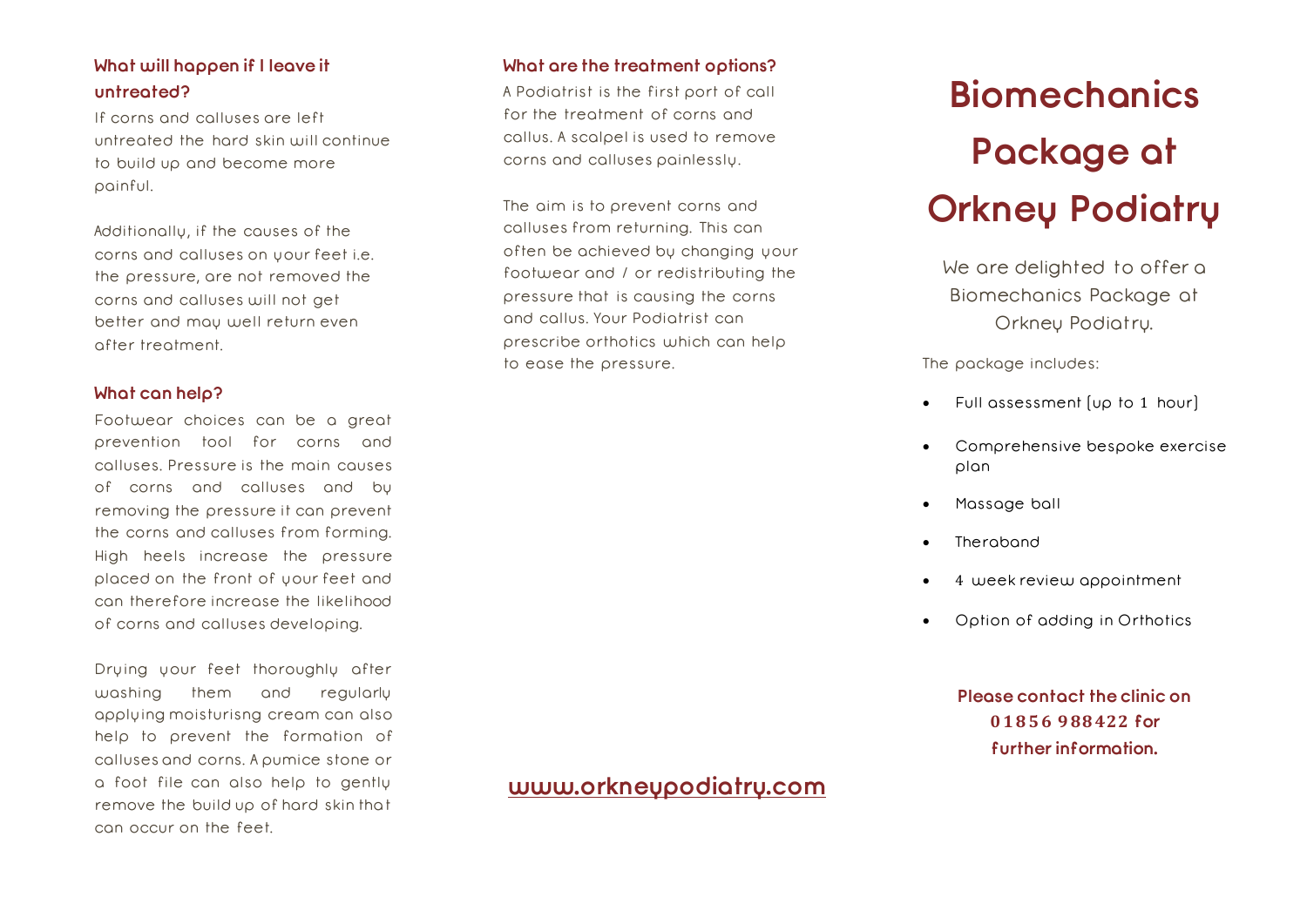### What will happen if I leave it untreated?

If corns and calluses are left untreated the hard skin will continue to build up and become more painful.

Additionally, if the causes of the corns and calluses on your feet i.e. the pressure, are not removed the corns and calluses will not get better and may well return even after treatment.

### What can help?

Footwear choices can be a great prevention tool for corns and calluses. Pressure is the main causes of corns and calluses and by removing the pressure it can prevent the corns and calluses from forming. High heels increase the pressure placed on the front of your feet and can therefore increase the likelihood of corns and calluses developing.

Drying your feet thoroughly after washing them and regularly applying moisturisng cream can also help to prevent the formation of calluses and corns. A pumice stone or a foot file can also help to gently remove the build up of hard skin that can occur on the feet.

### What are the treatment options?

A Podiatrist is the first port of call for the treatment of corns and callus. A scalpel is used to remove corns and calluses painlessly.

The aim is to prevent corns and calluses from returning. This can often be achieved by changing your footwear and / or redistributing the pressure that is causing the corns and callus. Your Podiatrist can prescribe orthotics which can help to ease the pressure.

**www.orkneypodiatry.com**

# Biomechanics Package at Orkney Podiatry

We are delighted to offer a Biomechanics Package at Orkney Podiatry.

The package includes:

- Full assessment (up to 1 hour)
- Comprehensive bespoke exercise plan
- Massage ball
- Theraband
- 4 week review appointment
- Option of adding in Orthotics

**Please contact the clinic on 01856 988422 for further information.**